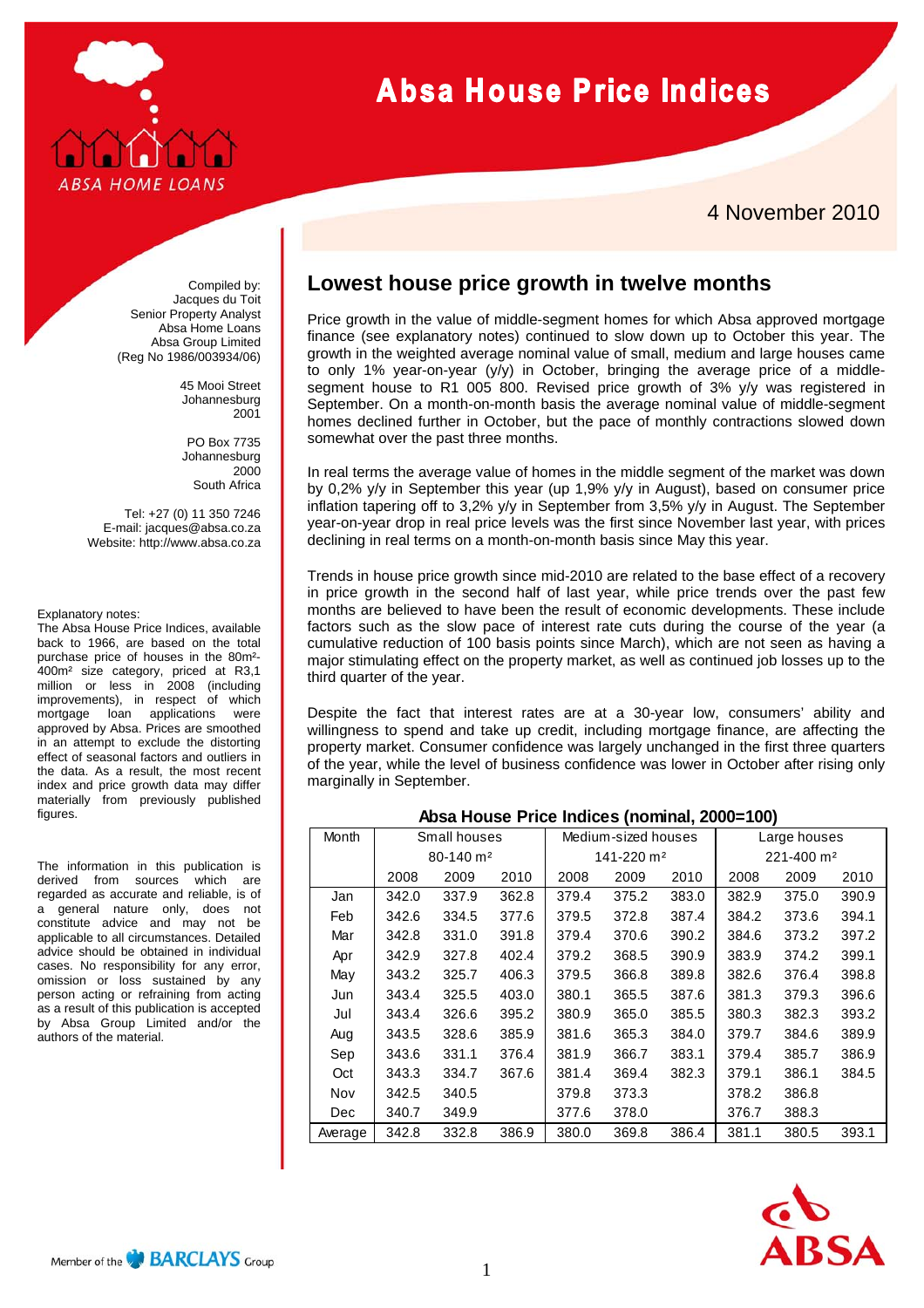# Absa House Price Indices

ABSA HOME LOANS

4 November 2010

Compiled by:
Jacques du Toit
Senior Property Analyst
Absa Home Loans
Absa Group Limited
(Reg No 1986/003934/06)

45 Mooi Street
Johannesburg
2001

PO Box 7735
Johannesburg
2000
South Africa

Tel: +27 (0) 11 350 7246
E-mail: jacques@absa.co.za
Website: http://www.absa.co.za

Explanatory notes:
The Absa House Price Indices, available back to 1966, are based on the total purchase price of houses in the 80m²-400m² size category, priced at R3,1 million or less in 2008 (including improvements), in respect of which mortgage loan applications were approved by Absa. Prices are smoothed in an attempt to exclude the distorting effect of seasonal factors and outliers in the data. As a result, the most recent index and price growth data may differ materially from previously published figures.

The information in this publication is derived from sources which are regarded as accurate and reliable, is of a general nature only, does not constitute advice and may not be applicable to all circumstances. Detailed advice should be obtained in individual cases. No responsibility for any error, omission or loss sustained by any person acting or refraining from acting as a result of this publication is accepted by Absa Group Limited and/or the authors of the material.

## Lowest house price growth in twelve months

Price growth in the value of middle-segment homes for which Absa approved mortgage finance (see explanatory notes) continued to slow down up to October this year. The growth in the weighted average nominal value of small, medium and large houses came to only 1% year-on-year (y/y) in October, bringing the average price of a middle-segment house to R1 005 800. Revised price growth of 3% y/y was registered in September. On a month-on-month basis the average nominal value of middle-segment homes declined further in October, but the pace of monthly contractions slowed down somewhat over the past three months.

In real terms the average value of homes in the middle segment of the market was down by 0,2% y/y in September this year (up 1,9% y/y in August), based on consumer price inflation tapering off to 3,2% y/y in September from 3,5% y/y in August. The September year-on-year drop in real price levels was the first since November last year, with prices declining in real terms on a month-on-month basis since May this year.

Trends in house price growth since mid-2010 are related to the base effect of a recovery in price growth in the second half of last year, while price trends over the past few months are believed to have been the result of economic developments. These include factors such as the slow pace of interest rate cuts during the course of the year (a cumulative reduction of 100 basis points since March), which are not seen as having a major stimulating effect on the property market, as well as continued job losses up to the third quarter of the year.

Despite the fact that interest rates are at a 30-year low, consumers' ability and willingness to spend and take up credit, including mortgage finance, are affecting the property market. Consumer confidence was largely unchanged in the first three quarters of the year, while the level of business confidence was lower in October after rising only marginally in September.

**Absa House Price Indices (nominal, 2000=100)**

| Month | Small houses 80-140 m² | | | Medium-sized houses 141-220 m² | | | Large houses 221-400 m² | | |
|---|---|---|---|---|---|---|---|---|---|
| | 2008 | 2009 | 2010 | 2008 | 2009 | 2010 | 2008 | 2009 | 2010 |
| Jan | 342.0 | 337.9 | 362.8 | 379.4 | 375.2 | 383.0 | 382.9 | 375.0 | 390.9 |
| Feb | 342.6 | 334.5 | 377.6 | 379.5 | 372.8 | 387.4 | 384.2 | 373.6 | 394.1 |
| Mar | 342.8 | 331.0 | 391.8 | 379.4 | 370.6 | 390.2 | 384.6 | 373.2 | 397.2 |
| Apr | 342.9 | 327.8 | 402.4 | 379.2 | 368.5 | 390.9 | 383.9 | 374.2 | 399.1 |
| May | 343.2 | 325.7 | 406.3 | 379.5 | 366.8 | 389.8 | 382.6 | 376.4 | 398.8 |
| Jun | 343.4 | 325.5 | 403.0 | 380.1 | 365.5 | 387.6 | 381.3 | 379.3 | 396.6 |
| Jul | 343.4 | 326.6 | 395.2 | 380.9 | 365.0 | 385.5 | 380.3 | 382.3 | 393.2 |
| Aug | 343.5 | 328.6 | 385.9 | 381.6 | 365.3 | 384.0 | 379.7 | 384.6 | 389.9 |
| Sep | 343.6 | 331.1 | 376.4 | 381.9 | 366.7 | 383.1 | 379.4 | 385.7 | 386.9 |
| Oct | 343.3 | 334.7 | 367.6 | 381.4 | 369.4 | 382.3 | 379.1 | 386.1 | 384.5 |
| Nov | 342.5 | 340.5 | | 379.8 | 373.3 | | 378.2 | 386.8 | |
| Dec | 340.7 | 349.9 | | 377.6 | 378.0 | | 376.7 | 388.3 | |
| Average | 342.8 | 332.8 | 386.9 | 380.0 | 369.8 | 386.4 | 381.1 | 380.5 | 393.1 |

Member of the BARCLAYS Group

ABSA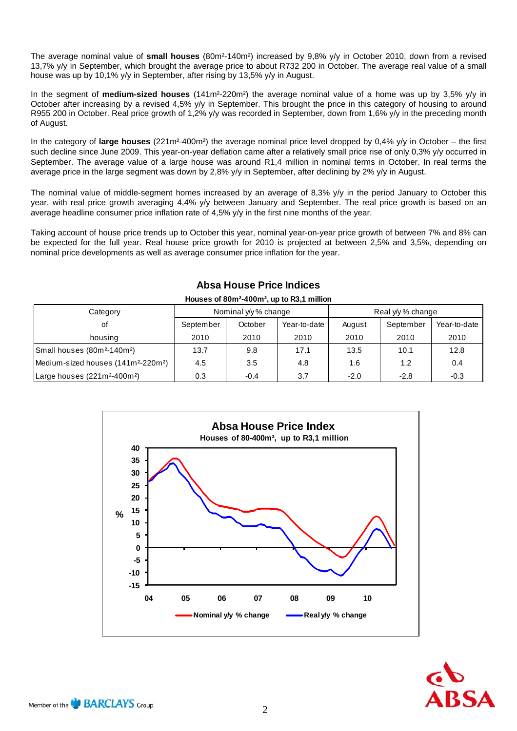The average nominal value of **small houses** (80m²-140m²) increased by 9,8% y/y in October 2010, down from a revised 13,7% y/y in September, which brought the average price to about R732 200 in October. The average real value of a small house was up by 10,1% y/y in September, after rising by 13,5% y/y in August.

In the segment of **medium-sized houses** (141m²-220m²) the average nominal value of a home was up by 3,5% y/y in October after increasing by a revised 4,5% y/y in September. This brought the price in this category of housing to around R955 200 in October. Real price growth of 1,2% y/y was recorded in September, down from 1,6% y/y in the preceding month of August.

In the category of **large houses** (221m²-400m²) the average nominal price level dropped by 0,4% y/y in October – the first such decline since June 2009. This year-on-year deflation came after a relatively small price rise of only 0,3% y/y occurred in September. The average value of a large house was around R1,4 million in nominal terms in October. In real terms the average price in the large segment was down by 2,8% y/y in September, after declining by 2% y/y in August.

The nominal value of middle-segment homes increased by an average of 8,3% y/y in the period January to October this year, with real price growth averaging 4,4% y/y between January and September. The real price growth is based on an average headline consumer price inflation rate of 4,5% y/y in the first nine months of the year.

Taking account of house price trends up to October this year, nominal year-on-year price growth of between 7% and 8% can be expected for the full year. Real house price growth for 2010 is projected at between 2,5% and 3,5%, depending on nominal price developments as well as average consumer price inflation for the year.

## Absa House Price Indices

**Houses of 80m²-400m², up to R3,1 million**

| Category of housing | Nominal y/y % change | | | Real y/y % change | | |
|---|---|---|---|---|---|---|
| | September 2010 | October 2010 | Year-to-date 2010 | August 2010 | September 2010 | Year-to-date 2010 |
| Small houses (80m²-140m²) | 13.7 | 9.8 | 17.1 | 13.5 | 10.1 | 12.8 |
| Medium-sized houses (141m²-220m²) | 4.5 | 3.5 | 4.8 | 1.6 | 1.2 | 0.4 |
| Large houses (221m²-400m²) | 0.3 | -0.4 | 3.7 | -2.0 | -2.8 | -0.3 |

**Absa House Price Index**
Houses of 80-400m², up to R3,1 million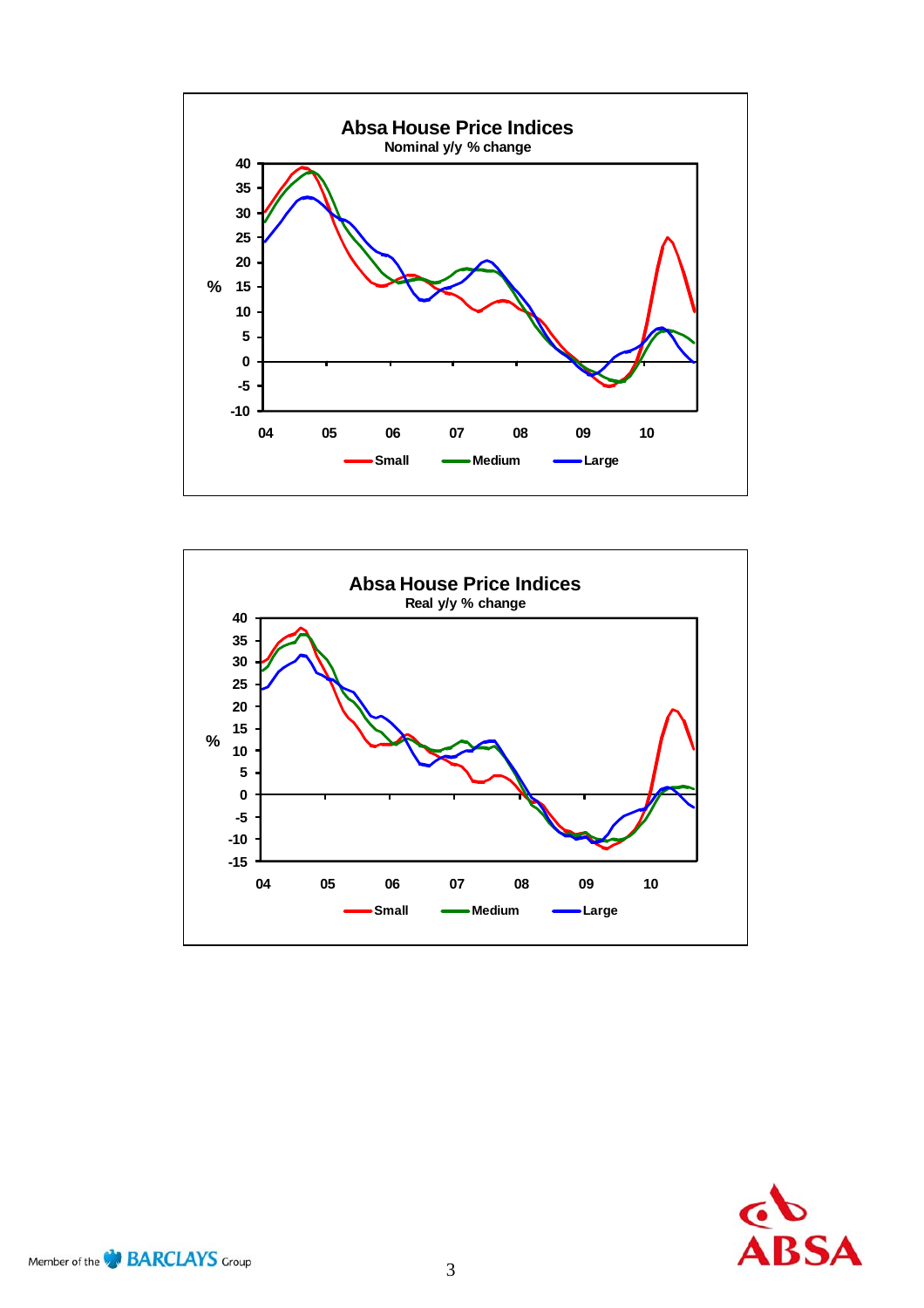Absa House Price Indices

Nominal y/y % change

%

40
35
30
25
20
15
10
5
0
-5
-10

04 05 06 07 08 09 10

Small Medium Large

Absa House Price Indices

Real y/y % change

%

40
35
30
25
20
15
10
5
0
-5
-10
-15

04 05 06 07 08 09 10

Small Medium Large

Member of the BARCLAYS Group

ABSA